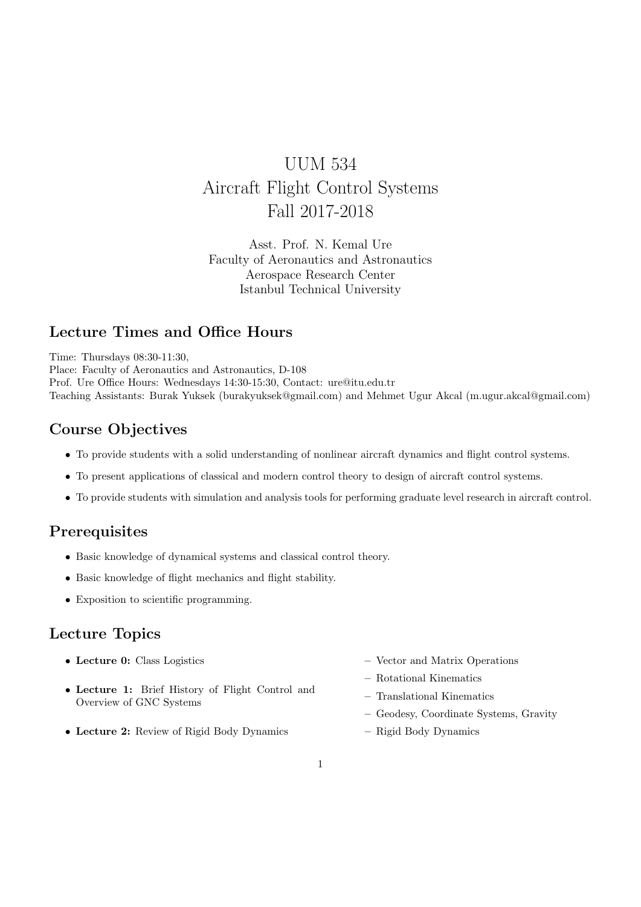# UUM 534
# Aircraft Flight Control Systems
# Fall 2017-2018

Asst. Prof. N. Kemal Ure
Faculty of Aeronautics and Astronautics
Aerospace Research Center
Istanbul Technical University

## Lecture Times and Office Hours

Time: Thursdays 08:30-11:30,
Place: Faculty of Aeronautics and Astronautics, D-108
Prof. Ure Office Hours: Wednesdays 14:30-15:30, Contact: ure@itu.edu.tr
Teaching Assistants: Burak Yuksek (burakyuksek@gmail.com) and Mehmet Ugur Akcal (m.ugur.akcal@gmail.com)

## Course Objectives

- To provide students with a solid understanding of nonlinear aircraft dynamics and flight control systems.
- To present applications of classical and modern control theory to design of aircraft control systems.
- To provide students with simulation and analysis tools for performing graduate level research in aircraft control.

## Prerequisites

- Basic knowledge of dynamical systems and classical control theory.
- Basic knowledge of flight mechanics and flight stability.
- Exposition to scientific programming.

## Lecture Topics

- **Lecture 0:** Class Logistics
- **Lecture 1:** Brief History of Flight Control and Overview of GNC Systems
- **Lecture 2:** Review of Rigid Body Dynamics
  - Vector and Matrix Operations
  - Rotational Kinematics
  - Translational Kinematics
  - Geodesy, Coordinate Systems, Gravity
  - Rigid Body Dynamics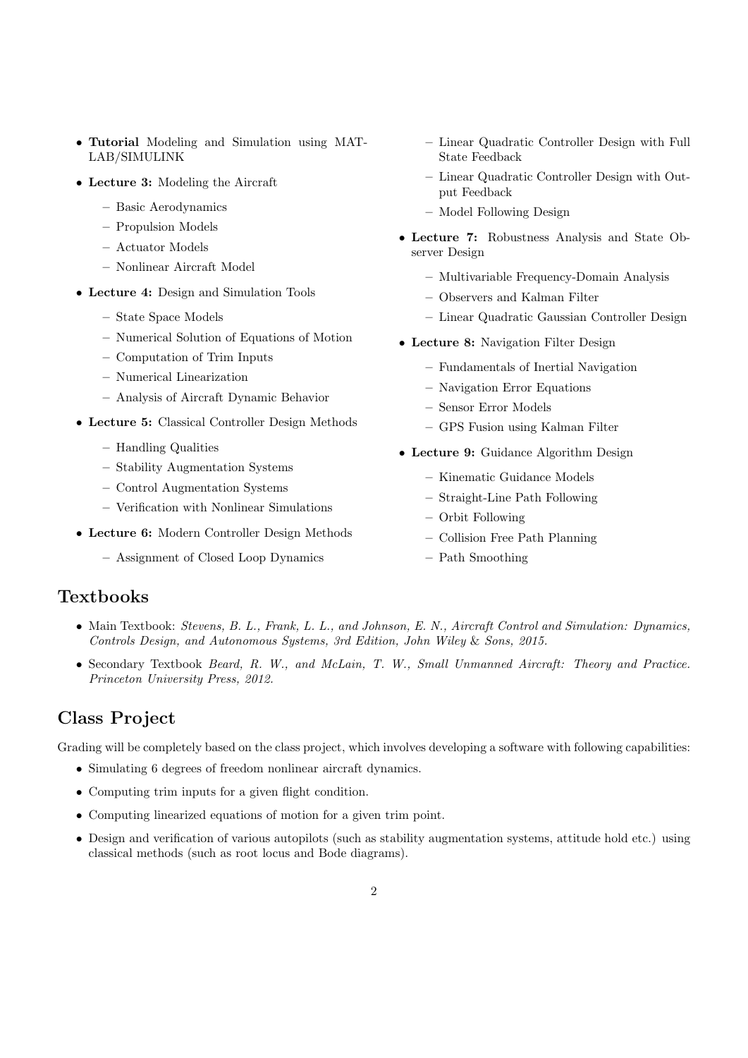- **Tutorial** Modeling and Simulation using MATLAB/SIMULINK
- **Lecture 3:** Modeling the Aircraft
  - Basic Aerodynamics
  - Propulsion Models
  - Actuator Models
  - Nonlinear Aircraft Model
- **Lecture 4:** Design and Simulation Tools
  - State Space Models
  - Numerical Solution of Equations of Motion
  - Computation of Trim Inputs
  - Numerical Linearization
  - Analysis of Aircraft Dynamic Behavior
- **Lecture 5:** Classical Controller Design Methods
  - Handling Qualities
  - Stability Augmentation Systems
  - Control Augmentation Systems
  - Verification with Nonlinear Simulations
- **Lecture 6:** Modern Controller Design Methods
  - Assignment of Closed Loop Dynamics
  - Linear Quadratic Controller Design with Full State Feedback
  - Linear Quadratic Controller Design with Output Feedback
  - Model Following Design
- **Lecture 7:** Robustness Analysis and State Observer Design
  - Multivariable Frequency-Domain Analysis
  - Observers and Kalman Filter
  - Linear Quadratic Gaussian Controller Design
- **Lecture 8:** Navigation Filter Design
  - Fundamentals of Inertial Navigation
  - Navigation Error Equations
  - Sensor Error Models
  - GPS Fusion using Kalman Filter
- **Lecture 9:** Guidance Algorithm Design
  - Kinematic Guidance Models
  - Straight-Line Path Following
  - Orbit Following
  - Collision Free Path Planning
  - Path Smoothing

## Textbooks

- Main Textbook: *Stevens, B. L., Frank, L. L., and Johnson, E. N., Aircraft Control and Simulation: Dynamics, Controls Design, and Autonomous Systems, 3rd Edition, John Wiley & Sons, 2015.*
- Secondary Textbook *Beard, R. W., and McLain, T. W., Small Unmanned Aircraft: Theory and Practice. Princeton University Press, 2012.*

## Class Project

Grading will be completely based on the class project, which involves developing a software with following capabilities:

- Simulating 6 degrees of freedom nonlinear aircraft dynamics.
- Computing trim inputs for a given flight condition.
- Computing linearized equations of motion for a given trim point.
- Design and verification of various autopilots (such as stability augmentation systems, attitude hold etc.) using classical methods (such as root locus and Bode diagrams).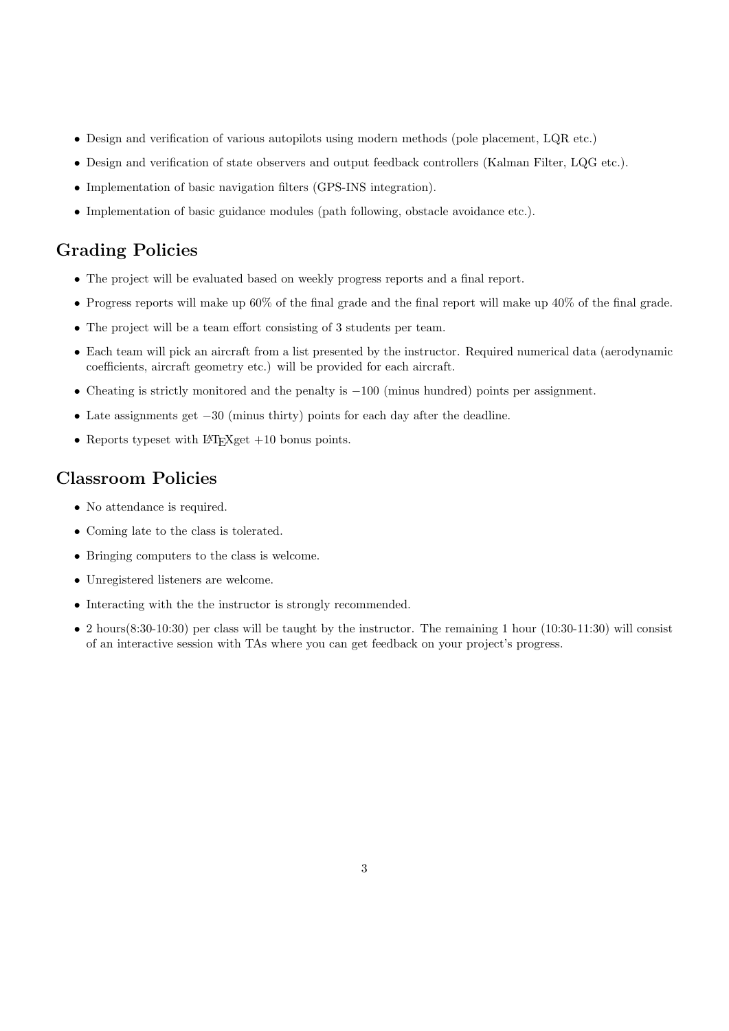- Design and verification of various autopilots using modern methods (pole placement, LQR etc.)
- Design and verification of state observers and output feedback controllers (Kalman Filter, LQG etc.).
- Implementation of basic navigation filters (GPS-INS integration).
- Implementation of basic guidance modules (path following, obstacle avoidance etc.).

## Grading Policies

- The project will be evaluated based on weekly progress reports and a final report.
- Progress reports will make up 60% of the final grade and the final report will make up 40% of the final grade.
- The project will be a team effort consisting of 3 students per team.
- Each team will pick an aircraft from a list presented by the instructor. Required numerical data (aerodynamic coefficients, aircraft geometry etc.) will be provided for each aircraft.
- Cheating is strictly monitored and the penalty is $-100$ (minus hundred) points per assignment.
- Late assignments get $-30$ (minus thirty) points for each day after the deadline.
- Reports typeset with LaTeXget +10 bonus points.

## Classroom Policies

- No attendance is required.
- Coming late to the class is tolerated.
- Bringing computers to the class is welcome.
- Unregistered listeners are welcome.
- Interacting with the the instructor is strongly recommended.
- 2 hours(8:30-10:30) per class will be taught by the instructor. The remaining 1 hour (10:30-11:30) will consist of an interactive session with TAs where you can get feedback on your project's progress.